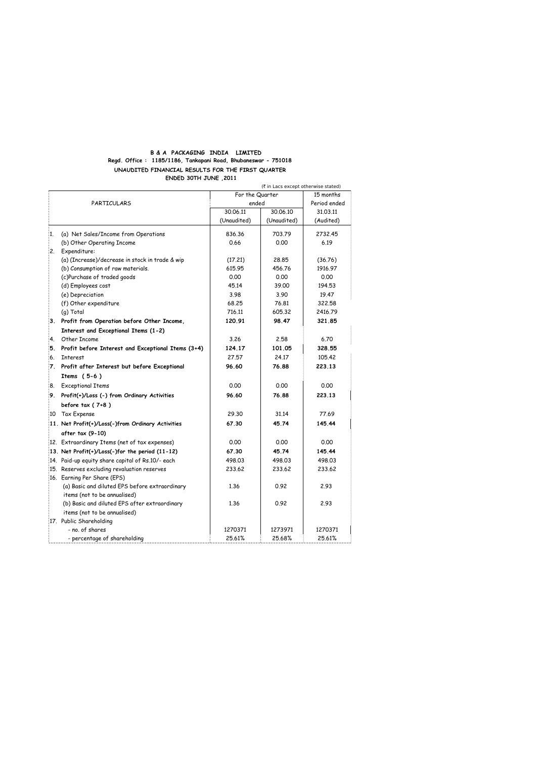**B & A PACKAGING INDIA LIMITED**

**Regd. Office : 1185/1186, Tankapani Road, Bhubaneswar - 751018**

**UNAUDITED FINANCIAL RESULTS FOR THE FIRST QUARTER ENDED 30TH JUNE ,2011**

(₹ in Lacs except otherwise stated)

| | PARTICULARS | For the Quarter ended | | 15 months Period ended |
|---|---|---|---|---|
| | | 30.06.11 | 30.06.10 | 31.03.11 |
| | | (Unaudited) | (Unaudited) | (Audited) |
| 1. | (a) Net Sales/Income from Operations | 836.36 | 703.79 | 2732.45 |
| | (b) Other Operating Income | 0.66 | 0.00 | 6.19 |
| 2. | Expenditure: | | | |
| | (a) (Increase)/decrease in stock in trade & wip | (17.21) | 28.85 | (36.76) |
| | (b) Consumption of raw materials. | 615.95 | 456.76 | 1916.97 |
| | (c)Purchase of traded goods | 0.00 | 0.00 | 0.00 |
| | (d) Employees cost | 45.14 | 39.00 | 194.53 |
| | (e) Depreciation | 3.98 | 3.90 | 19.47 |
| | (f) Other expenditure | 68.25 | 76.81 | 322.58 |
| | (g) Total | 716.11 | 605.32 | 2416.79 |
| **3.** | **Profit from Operation before Other Income, Interest and Exceptional Items (1-2)** | **120.91** | **98.47** | **321.85** |
| 4. | Other Income | 3.26 | 2.58 | 6.70 |
| **5.** | **Profit before Interest and Exceptional Items (3+4)** | **124.17** | **101.05** | **328.55** |
| 6. | Interest | 27.57 | 24.17 | 105.42 |
| **7.** | **Profit after Interest but before Exceptional Items ( 5-6 )** | **96.60** | **76.88** | **223.13** |
| 8. | Exceptional Items | 0.00 | 0.00 | 0.00 |
| **9.** | **Profit(+)/Loss (-) from Ordinary Activities before tax ( 7+8 )** | **96.60** | **76.88** | **223.13** |
| 10 | Tax Expense | 29.30 | 31.14 | 77.69 |
| **11.** | **Net Profit(+)/Loss(-)from Ordinary Activities after tax (9-10)** | **67.30** | **45.74** | **145.44** |
| 12. | Extraordinary Items (net of tax expenses) | 0.00 | 0.00 | 0.00 |
| **13.** | **Net Profit(+)/Loss(-)for the period (11-12)** | **67.30** | **45.74** | **145.44** |
| 14. | Paid-up equity share capital of Rs.10/- each | 498.03 | 498.03 | 498.03 |
| 15. | Reserves excluding revaluation reserves | 233.62 | 233.62 | 233.62 |
| 16. | Earning Per Share (EPS) | | | |
| | (a) Basic and diluted EPS before extraordinary items (not to be annualised) | 1.36 | 0.92 | 2.93 |
| | (b) Basic and diluted EPS after extraordinary items (not to be annualised) | 1.36 | 0.92 | 2.93 |
| 17. | Public Shareholding | | | |
| | - no. of shares | 1270371 | 1273971 | 1270371 |
| | - percentage of shareholding | 25.61% | 25.68% | 25.61% |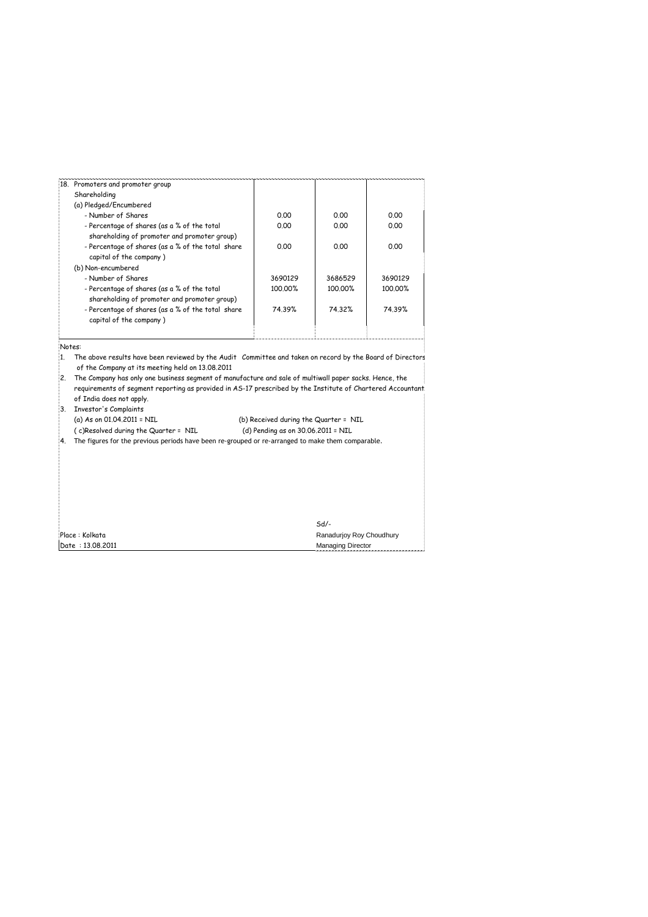| | | | |
|---|---|---|---|
| 18. Promoters and promoter group Shareholding | | | |
| (a) Pledged/Encumbered | | | |
| - Number of Shares | 0.00 | 0.00 | 0.00 |
| - Percentage of shares (as a % of the total shareholding of promoter and promoter group) | 0.00 | 0.00 | 0.00 |
| - Percentage of shares (as a % of the total share capital of the company ) | 0.00 | 0.00 | 0.00 |
| (b) Non-encumbered | | | |
| - Number of Shares | 3690129 | 3686529 | 3690129 |
| - Percentage of shares (as a % of the total shareholding of promoter and promoter group) | 100.00% | 100.00% | 100.00% |
| - Percentage of shares (as a % of the total share capital of the company ) | 74.39% | 74.32% | 74.39% |

Notes:

1. The above results have been reviewed by the Audit Committee and taken on record by the Board of Directors of the Company at its meeting held on 13.08.2011
2. The Company has only one business segment of manufacture and sale of multiwall paper sacks. Hence, the requirements of segment reporting as provided in AS-17 prescribed by the Institute of Chartered Accountant of India does not apply.
3. Investor's Complaints
   (a) As on 01.04.2011 = NIL (b) Received during the Quarter = NIL
   ( c)Resolved during the Quarter = NIL (d) Pending as on 30.06.2011 = NIL
4. The figures for the previous periods have been re-grouped or re-arranged to make them comparable.

Sd/-

Place : Kolkata

Date : 13.08.2011

Ranadurjoy Roy Choudhury

Managing Director